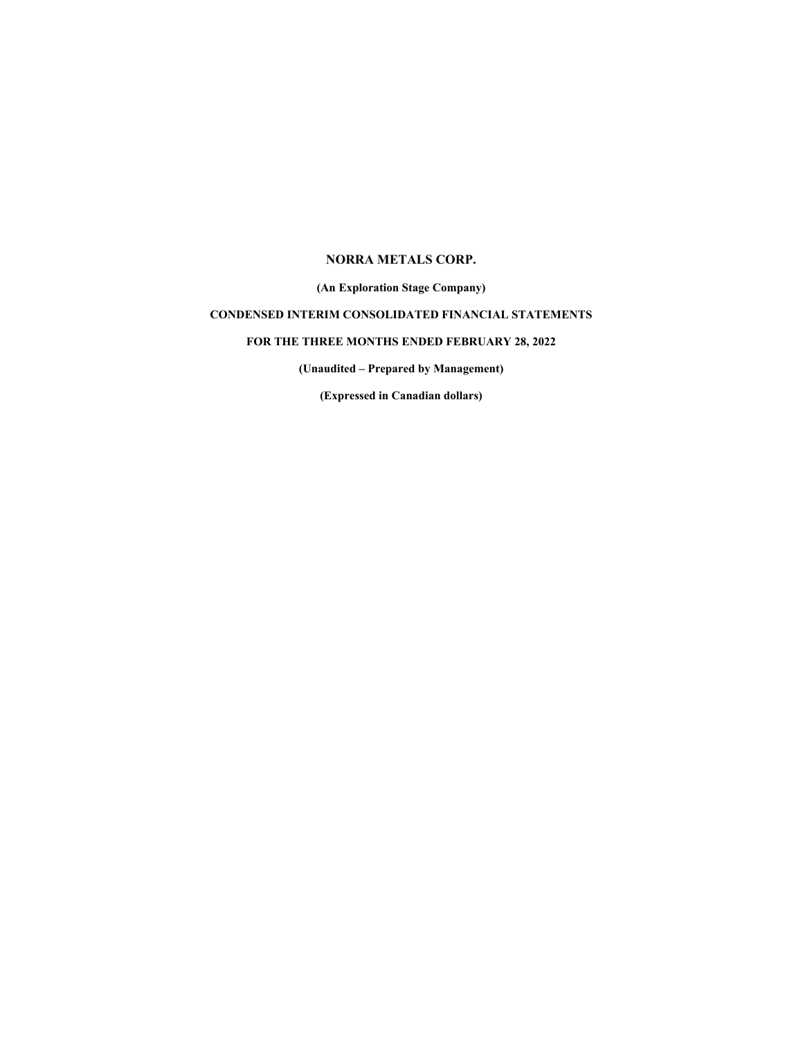# NORRA METALS CORP.

**(An Exploration Stage Company)**

**CONDENSED INTERIM CONSOLIDATED FINANCIAL STATEMENTS**

**FOR THE THREE MONTHS ENDED FEBRUARY 28, 2022**

**(Unaudited – Prepared by Management)**

**(Expressed in Canadian dollars)**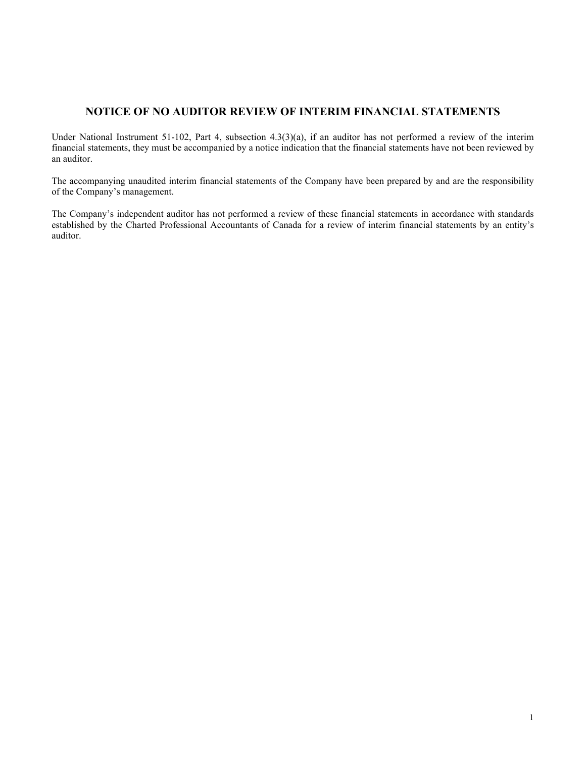# NOTICE OF NO AUDITOR REVIEW OF INTERIM FINANCIAL STATEMENTS

Under National Instrument 51-102, Part 4, subsection 4.3(3)(a), if an auditor has not performed a review of the interim financial statements, they must be accompanied by a notice indication that the financial statements have not been reviewed by an auditor.

The accompanying unaudited interim financial statements of the Company have been prepared by and are the responsibility of the Company's management.

The Company's independent auditor has not performed a review of these financial statements in accordance with standards established by the Charted Professional Accountants of Canada for a review of interim financial statements by an entity's auditor.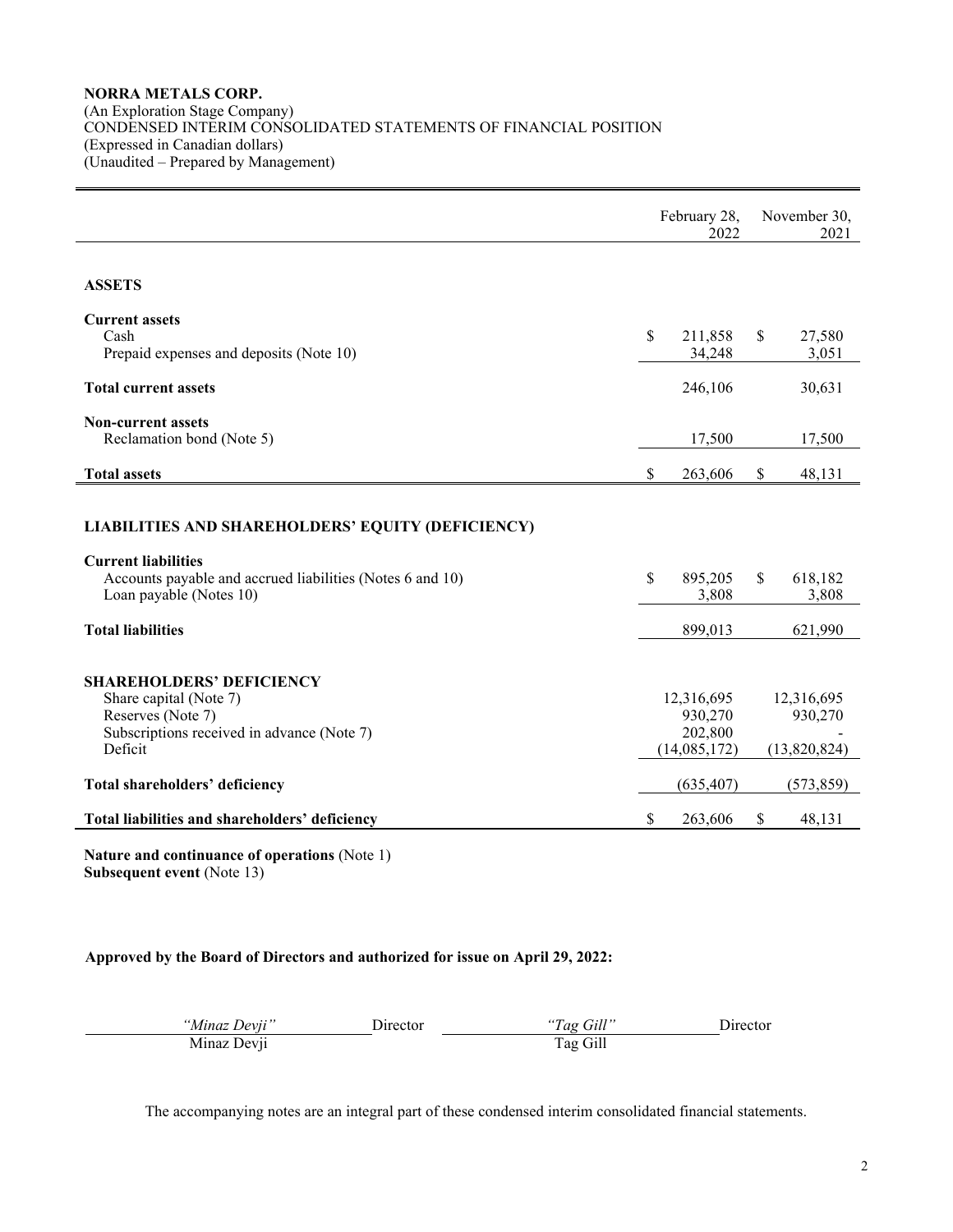**NORRA METALS CORP.**
(An Exploration Stage Company)
CONDENSED INTERIM CONSOLIDATED STATEMENTS OF FINANCIAL POSITION
(Expressed in Canadian dollars)
(Unaudited – Prepared by Management)

| | February 28, 2022 | November 30, 2021 |
|---|---|---|
| **ASSETS** | | |
| **Current assets** | | |
| Cash | $ 211,858 | $ 27,580 |
| Prepaid expenses and deposits (Note 10) | 34,248 | 3,051 |
| **Total current assets** | 246,106 | 30,631 |
| **Non-current assets** | | |
| Reclamation bond (Note 5) | 17,500 | 17,500 |
| **Total assets** | $ 263,606 | $ 48,131 |
| **LIABILITIES AND SHAREHOLDERS' EQUITY (DEFICIENCY)** | | |
| **Current liabilities** | | |
| Accounts payable and accrued liabilities (Notes 6 and 10) | $ 895,205 | $ 618,182 |
| Loan payable (Notes 10) | 3,808 | 3,808 |
| **Total liabilities** | 899,013 | 621,990 |
| **SHAREHOLDERS' DEFICIENCY** | | |
| Share capital (Note 7) | 12,316,695 | 12,316,695 |
| Reserves (Note 7) | 930,270 | 930,270 |
| Subscriptions received in advance (Note 7) | 202,800 | - |
| Deficit | (14,085,172) | (13,820,824) |
| **Total shareholders' deficiency** | (635,407) | (573,859) |
| **Total liabilities and shareholders' deficiency** | $ 263,606 | $ 48,131 |

**Nature and continuance of operations** (Note 1)
**Subsequent event** (Note 13)

**Approved by the Board of Directors and authorized for issue on April 29, 2022:**

| *"Minaz Devji"* | Director | *"Tag Gill"* | Director |
|---|---|---|---|
| Minaz Devji | | Tag Gill | |

The accompanying notes are an integral part of these condensed interim consolidated financial statements.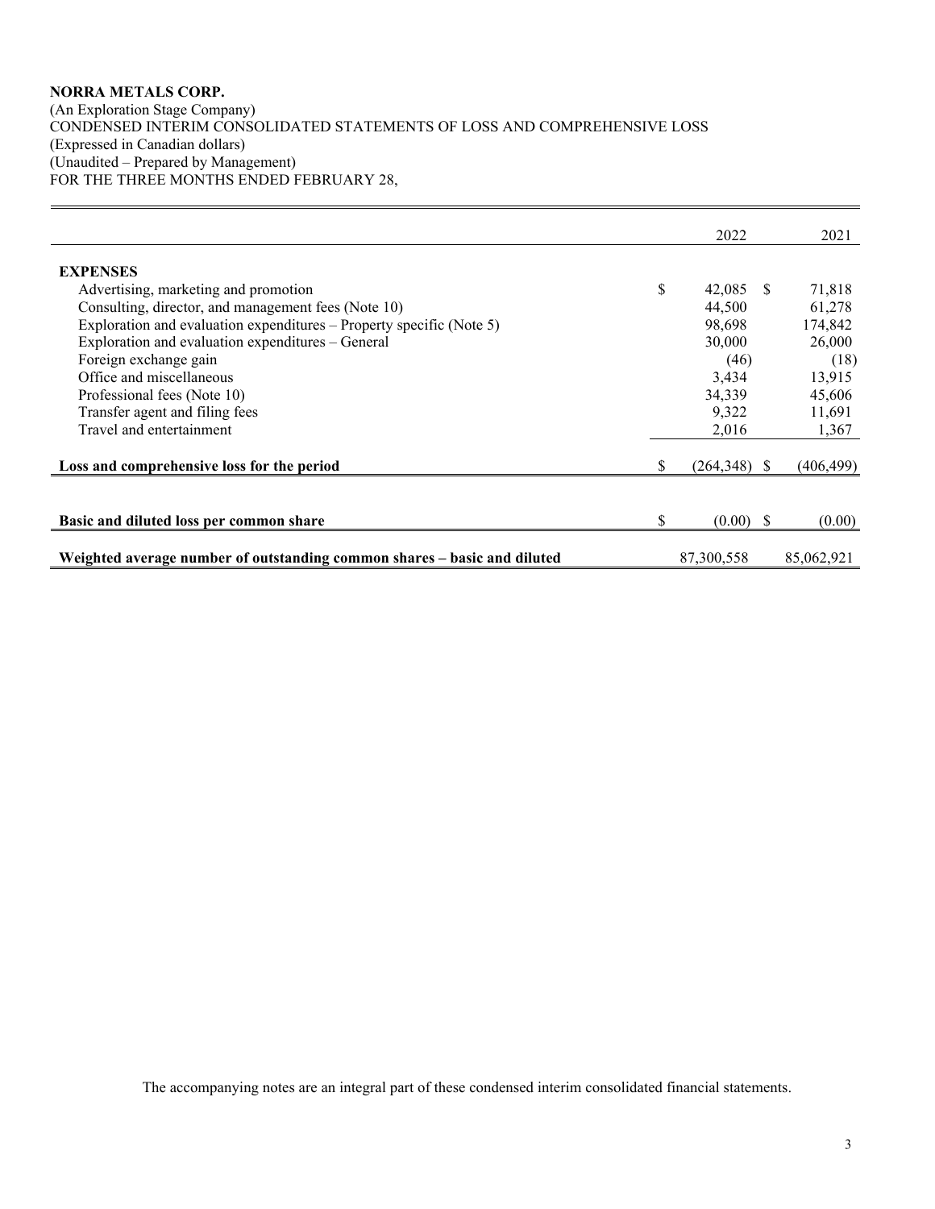**NORRA METALS CORP.**
(An Exploration Stage Company)
CONDENSED INTERIM CONSOLIDATED STATEMENTS OF LOSS AND COMPREHENSIVE LOSS
(Expressed in Canadian dollars)
(Unaudited – Prepared by Management)
FOR THE THREE MONTHS ENDED FEBRUARY 28,

| | 2022 | 2021 |
|---|---|---|
| **EXPENSES** | | |
| Advertising, marketing and promotion | $ 42,085 | $ 71,818 |
| Consulting, director, and management fees (Note 10) | 44,500 | 61,278 |
| Exploration and evaluation expenditures – Property specific (Note 5) | 98,698 | 174,842 |
| Exploration and evaluation expenditures – General | 30,000 | 26,000 |
| Foreign exchange gain | (46) | (18) |
| Office and miscellaneous | 3,434 | 13,915 |
| Professional fees (Note 10) | 34,339 | 45,606 |
| Transfer agent and filing fees | 9,322 | 11,691 |
| Travel and entertainment | 2,016 | 1,367 |
| **Loss and comprehensive loss for the period** | $ (264,348) | $ (406,499) |
| **Basic and diluted loss per common share** | $ (0.00) | $ (0.00) |
| **Weighted average number of outstanding common shares – basic and diluted** | 87,300,558 | 85,062,921 |

The accompanying notes are an integral part of these condensed interim consolidated financial statements.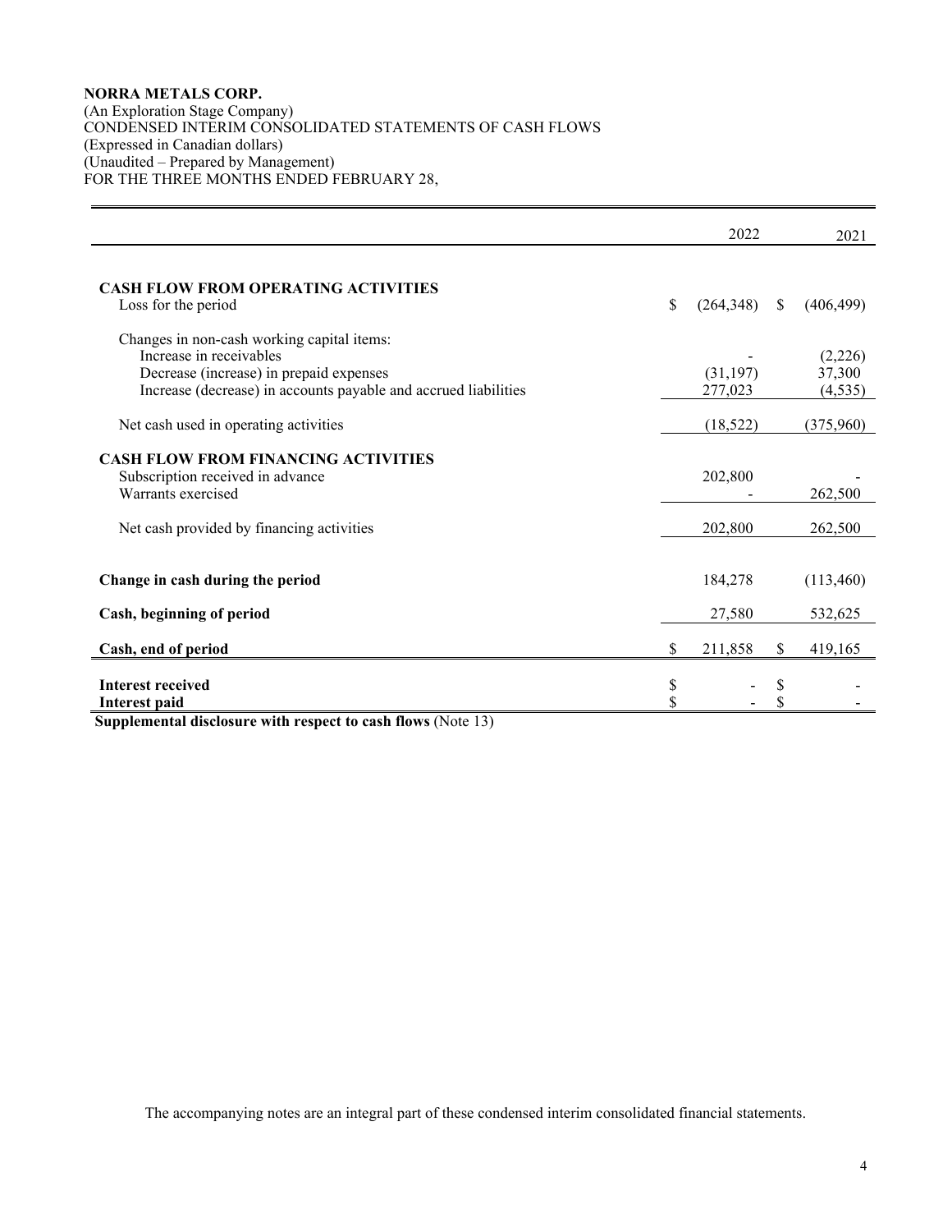**NORRA METALS CORP.**
(An Exploration Stage Company)
CONDENSED INTERIM CONSOLIDATED STATEMENTS OF CASH FLOWS
(Expressed in Canadian dollars)
(Unaudited – Prepared by Management)
FOR THE THREE MONTHS ENDED FEBRUARY 28,

| | 2022 | 2021 |
|---|---|---|
| **CASH FLOW FROM OPERATING ACTIVITIES** | | |
| Loss for the period | $ (264,348) | $ (406,499) |
| Changes in non-cash working capital items: | | |
| Increase in receivables | - | (2,226) |
| Decrease (increase) in prepaid expenses | (31,197) | 37,300 |
| Increase (decrease) in accounts payable and accrued liabilities | 277,023 | (4,535) |
| Net cash used in operating activities | (18,522) | (375,960) |
| **CASH FLOW FROM FINANCING ACTIVITIES** | | |
| Subscription received in advance | 202,800 | - |
| Warrants exercised | - | 262,500 |
| Net cash provided by financing activities | 202,800 | 262,500 |
| **Change in cash during the period** | 184,278 | (113,460) |
| **Cash, beginning of period** | 27,580 | 532,625 |
| **Cash, end of period** | $ 211,858 | $ 419,165 |
| **Interest received** | $ - | $ - |
| **Interest paid** | $ - | $ - |

**Supplemental disclosure with respect to cash flows** (Note 13)

The accompanying notes are an integral part of these condensed interim consolidated financial statements.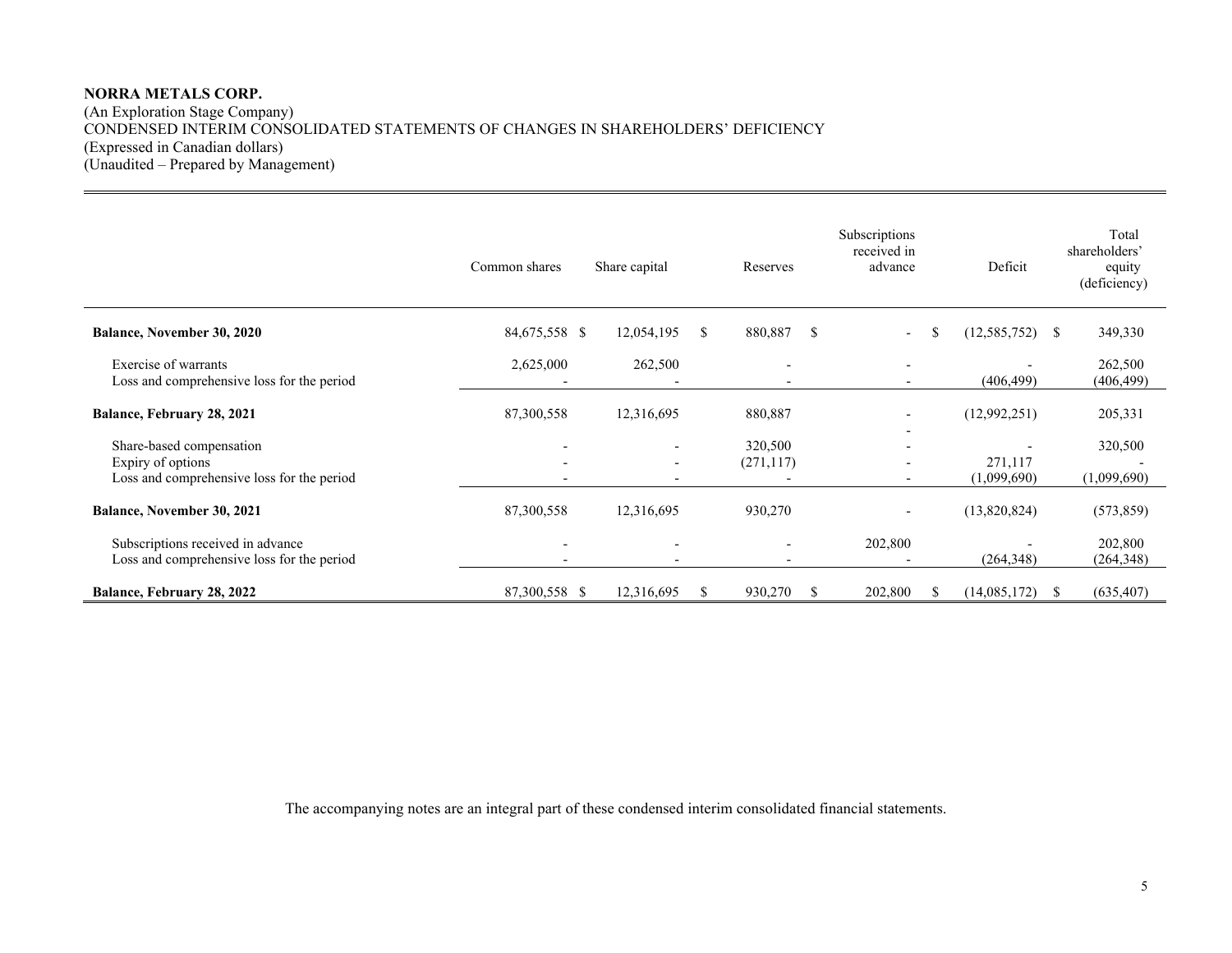**NORRA METALS CORP.**
(An Exploration Stage Company)
CONDENSED INTERIM CONSOLIDATED STATEMENTS OF CHANGES IN SHAREHOLDERS' DEFICIENCY
(Expressed in Canadian dollars)
(Unaudited – Prepared by Management)

| | Common shares | Share capital | Reserves | Subscriptions received in advance | Deficit | Total shareholders' equity (deficiency) |
|---|---|---|---|---|---|---|
| **Balance, November 30, 2020** | 84,675,558 | $ 12,054,195 | $ 880,887 | $ - | $ (12,585,752) | $ 349,330 |
| Exercise of warrants | 2,625,000 | 262,500 | - | - | - | 262,500 |
| Loss and comprehensive loss for the period | - | - | - | - | (406,499) | (406,499) |
| **Balance, February 28, 2021** | 87,300,558 | 12,316,695 | 880,887 | - | (12,992,251) | 205,331 |
| Share-based compensation | - | - | 320,500 | - | - | 320,500 |
| Expiry of options | - | - | (271,117) | - | 271,117 | - |
| Loss and comprehensive loss for the period | - | - | - | - | (1,099,690) | (1,099,690) |
| **Balance, November 30, 2021** | 87,300,558 | 12,316,695 | 930,270 | - | (13,820,824) | (573,859) |
| Subscriptions received in advance | - | - | - | 202,800 | - | 202,800 |
| Loss and comprehensive loss for the period | - | - | - | - | (264,348) | (264,348) |
| **Balance, February 28, 2022** | 87,300,558 | $ 12,316,695 | $ 930,270 | $ 202,800 | $ (14,085,172) | $ (635,407) |

The accompanying notes are an integral part of these condensed interim consolidated financial statements.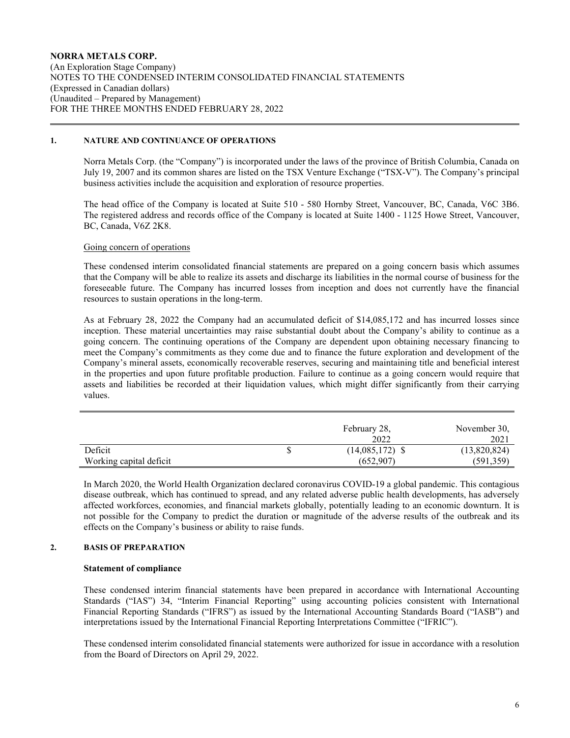**NORRA METALS CORP.**
(An Exploration Stage Company)
NOTES TO THE CONDENSED INTERIM CONSOLIDATED FINANCIAL STATEMENTS
(Expressed in Canadian dollars)
(Unaudited – Prepared by Management)
FOR THE THREE MONTHS ENDED FEBRUARY 28, 2022

## 1. NATURE AND CONTINUANCE OF OPERATIONS

Norra Metals Corp. (the "Company") is incorporated under the laws of the province of British Columbia, Canada on July 19, 2007 and its common shares are listed on the TSX Venture Exchange ("TSX-V"). The Company's principal business activities include the acquisition and exploration of resource properties.

The head office of the Company is located at Suite 510 - 580 Hornby Street, Vancouver, BC, Canada, V6C 3B6. The registered address and records office of the Company is located at Suite 1400 - 1125 Howe Street, Vancouver, BC, Canada, V6Z 2K8.

Going concern of operations

These condensed interim consolidated financial statements are prepared on a going concern basis which assumes that the Company will be able to realize its assets and discharge its liabilities in the normal course of business for the foreseeable future. The Company has incurred losses from inception and does not currently have the financial resources to sustain operations in the long-term.

As at February 28, 2022 the Company had an accumulated deficit of $14,085,172 and has incurred losses since inception. These material uncertainties may raise substantial doubt about the Company's ability to continue as a going concern. The continuing operations of the Company are dependent upon obtaining necessary financing to meet the Company's commitments as they come due and to finance the future exploration and development of the Company's mineral assets, economically recoverable reserves, securing and maintaining title and beneficial interest in the properties and upon future profitable production. Failure to continue as a going concern would require that assets and liabilities be recorded at their liquidation values, which might differ significantly from their carrying values.

| | | February 28, 2022 | November 30, 2021 |
|---|---|---|---|
| Deficit | $ | (14,085,172) $ | (13,820,824) |
| Working capital deficit | | (652,907) | (591,359) |

In March 2020, the World Health Organization declared coronavirus COVID-19 a global pandemic. This contagious disease outbreak, which has continued to spread, and any related adverse public health developments, has adversely affected workforces, economies, and financial markets globally, potentially leading to an economic downturn. It is not possible for the Company to predict the duration or magnitude of the adverse results of the outbreak and its effects on the Company's business or ability to raise funds.

## 2. BASIS OF PREPARATION

### Statement of compliance

These condensed interim financial statements have been prepared in accordance with International Accounting Standards ("IAS") 34, "Interim Financial Reporting" using accounting policies consistent with International Financial Reporting Standards ("IFRS") as issued by the International Accounting Standards Board ("IASB") and interpretations issued by the International Financial Reporting Interpretations Committee ("IFRIC").

These condensed interim consolidated financial statements were authorized for issue in accordance with a resolution from the Board of Directors on April 29, 2022.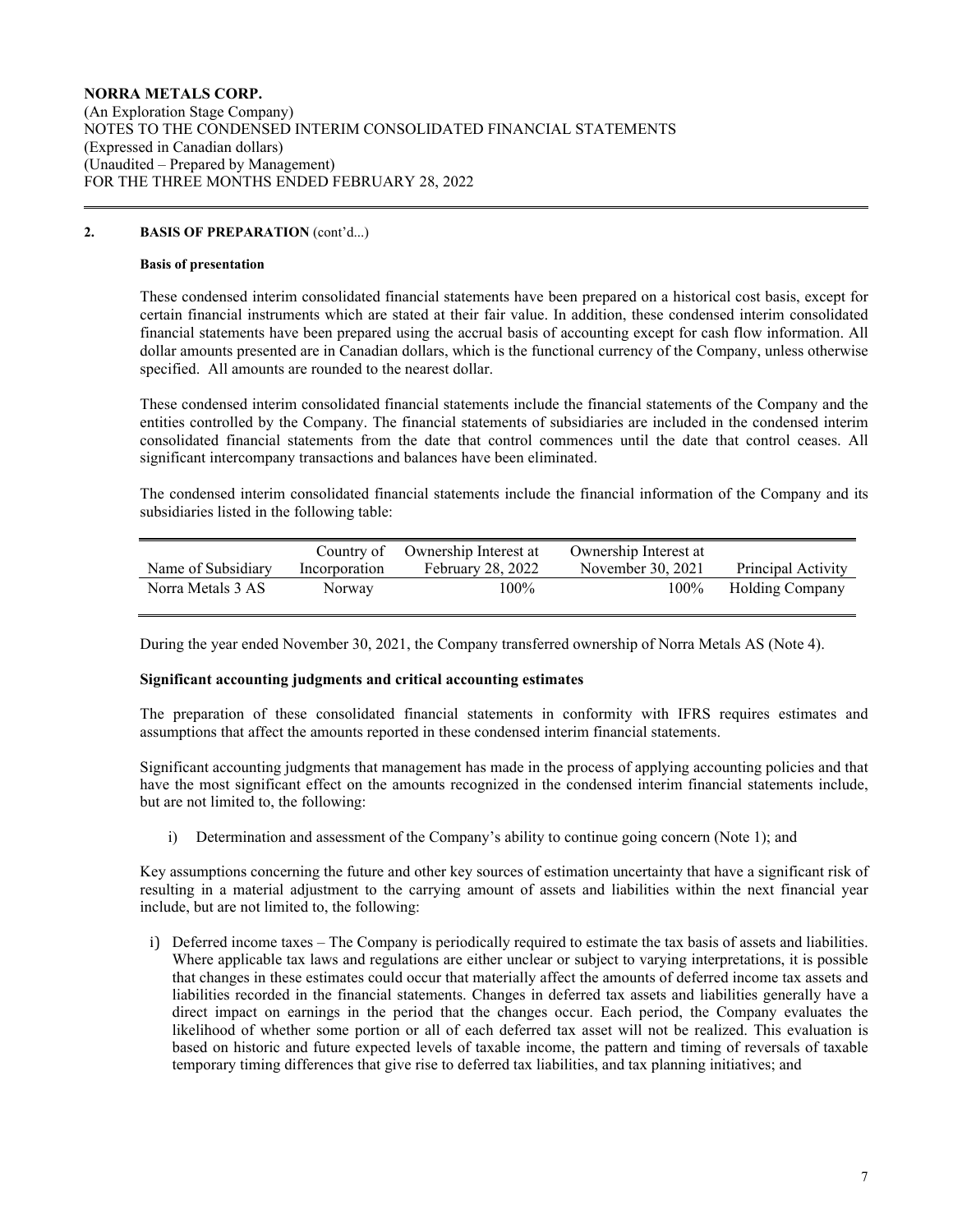**NORRA METALS CORP.**
(An Exploration Stage Company)
NOTES TO THE CONDENSED INTERIM CONSOLIDATED FINANCIAL STATEMENTS
(Expressed in Canadian dollars)
(Unaudited – Prepared by Management)
FOR THE THREE MONTHS ENDED FEBRUARY 28, 2022

## 2. BASIS OF PREPARATION (cont'd...)

**Basis of presentation**

These condensed interim consolidated financial statements have been prepared on a historical cost basis, except for certain financial instruments which are stated at their fair value. In addition, these condensed interim consolidated financial statements have been prepared using the accrual basis of accounting except for cash flow information. All dollar amounts presented are in Canadian dollars, which is the functional currency of the Company, unless otherwise specified. All amounts are rounded to the nearest dollar.

These condensed interim consolidated financial statements include the financial statements of the Company and the entities controlled by the Company. The financial statements of subsidiaries are included in the condensed interim consolidated financial statements from the date that control commences until the date that control ceases. All significant intercompany transactions and balances have been eliminated.

The condensed interim consolidated financial statements include the financial information of the Company and its subsidiaries listed in the following table:

| Name of Subsidiary | Country of Incorporation | Ownership Interest at February 28, 2022 | Ownership Interest at November 30, 2021 | Principal Activity |
|---|---|---|---|---|
| Norra Metals 3 AS | Norway | 100% | 100% | Holding Company |

During the year ended November 30, 2021, the Company transferred ownership of Norra Metals AS (Note 4).

**Significant accounting judgments and critical accounting estimates**

The preparation of these consolidated financial statements in conformity with IFRS requires estimates and assumptions that affect the amounts reported in these condensed interim financial statements.

Significant accounting judgments that management has made in the process of applying accounting policies and that have the most significant effect on the amounts recognized in the condensed interim financial statements include, but are not limited to, the following:

i) Determination and assessment of the Company's ability to continue going concern (Note 1); and

Key assumptions concerning the future and other key sources of estimation uncertainty that have a significant risk of resulting in a material adjustment to the carrying amount of assets and liabilities within the next financial year include, but are not limited to, the following:

i) Deferred income taxes – The Company is periodically required to estimate the tax basis of assets and liabilities. Where applicable tax laws and regulations are either unclear or subject to varying interpretations, it is possible that changes in these estimates could occur that materially affect the amounts of deferred income tax assets and liabilities recorded in the financial statements. Changes in deferred tax assets and liabilities generally have a direct impact on earnings in the period that the changes occur. Each period, the Company evaluates the likelihood of whether some portion or all of each deferred tax asset will not be realized. This evaluation is based on historic and future expected levels of taxable income, the pattern and timing of reversals of taxable temporary timing differences that give rise to deferred tax liabilities, and tax planning initiatives; and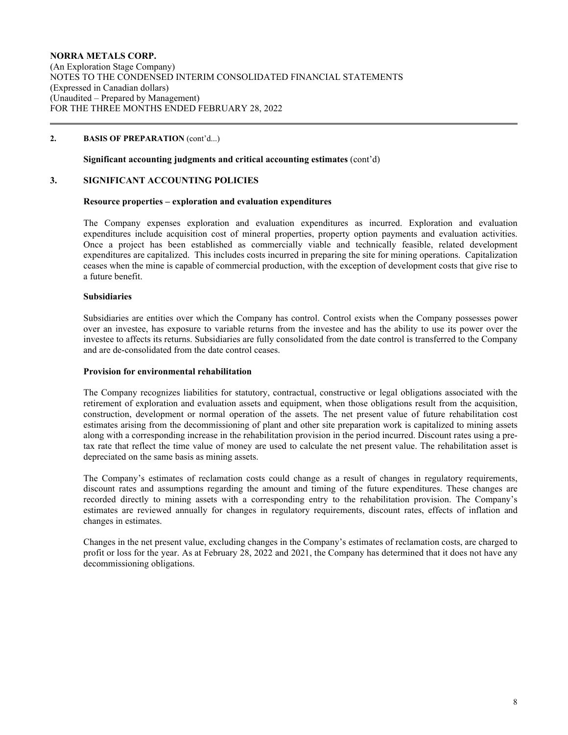## 2. BASIS OF PREPARATION (cont'd...)

**Significant accounting judgments and critical accounting estimates** (cont'd)

## 3. SIGNIFICANT ACCOUNTING POLICIES

**Resource properties – exploration and evaluation expenditures**

The Company expenses exploration and evaluation expenditures as incurred. Exploration and evaluation expenditures include acquisition cost of mineral properties, property option payments and evaluation activities. Once a project has been established as commercially viable and technically feasible, related development expenditures are capitalized. This includes costs incurred in preparing the site for mining operations. Capitalization ceases when the mine is capable of commercial production, with the exception of development costs that give rise to a future benefit.

**Subsidiaries**

Subsidiaries are entities over which the Company has control. Control exists when the Company possesses power over an investee, has exposure to variable returns from the investee and has the ability to use its power over the investee to affects its returns. Subsidiaries are fully consolidated from the date control is transferred to the Company and are de-consolidated from the date control ceases.

**Provision for environmental rehabilitation**

The Company recognizes liabilities for statutory, contractual, constructive or legal obligations associated with the retirement of exploration and evaluation assets and equipment, when those obligations result from the acquisition, construction, development or normal operation of the assets. The net present value of future rehabilitation cost estimates arising from the decommissioning of plant and other site preparation work is capitalized to mining assets along with a corresponding increase in the rehabilitation provision in the period incurred. Discount rates using a pre-tax rate that reflect the time value of money are used to calculate the net present value. The rehabilitation asset is depreciated on the same basis as mining assets.

The Company's estimates of reclamation costs could change as a result of changes in regulatory requirements, discount rates and assumptions regarding the amount and timing of the future expenditures. These changes are recorded directly to mining assets with a corresponding entry to the rehabilitation provision. The Company's estimates are reviewed annually for changes in regulatory requirements, discount rates, effects of inflation and changes in estimates.

Changes in the net present value, excluding changes in the Company's estimates of reclamation costs, are charged to profit or loss for the year. As at February 28, 2022 and 2021, the Company has determined that it does not have any decommissioning obligations.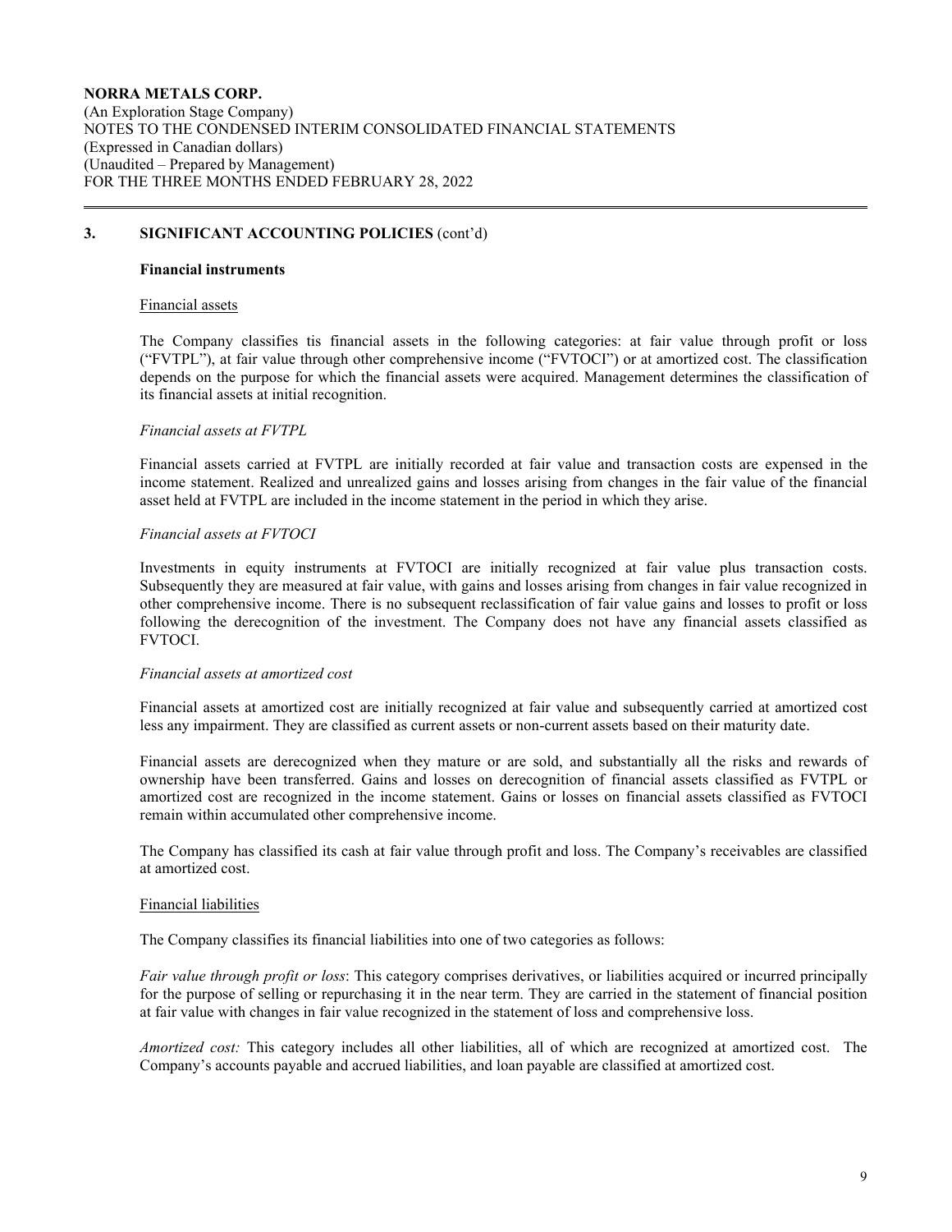## 3. SIGNIFICANT ACCOUNTING POLICIES (cont'd)

### Financial instruments

Financial assets

The Company classifies tis financial assets in the following categories: at fair value through profit or loss ("FVTPL"), at fair value through other comprehensive income ("FVTOCI") or at amortized cost. The classification depends on the purpose for which the financial assets were acquired. Management determines the classification of its financial assets at initial recognition.

*Financial assets at FVTPL*

Financial assets carried at FVTPL are initially recorded at fair value and transaction costs are expensed in the income statement. Realized and unrealized gains and losses arising from changes in the fair value of the financial asset held at FVTPL are included in the income statement in the period in which they arise.

*Financial assets at FVTOCI*

Investments in equity instruments at FVTOCI are initially recognized at fair value plus transaction costs. Subsequently they are measured at fair value, with gains and losses arising from changes in fair value recognized in other comprehensive income. There is no subsequent reclassification of fair value gains and losses to profit or loss following the derecognition of the investment. The Company does not have any financial assets classified as FVTOCI.

*Financial assets at amortized cost*

Financial assets at amortized cost are initially recognized at fair value and subsequently carried at amortized cost less any impairment. They are classified as current assets or non-current assets based on their maturity date.

Financial assets are derecognized when they mature or are sold, and substantially all the risks and rewards of ownership have been transferred. Gains and losses on derecognition of financial assets classified as FVTPL or amortized cost are recognized in the income statement. Gains or losses on financial assets classified as FVTOCI remain within accumulated other comprehensive income.

The Company has classified its cash at fair value through profit and loss. The Company's receivables are classified at amortized cost.

Financial liabilities

The Company classifies its financial liabilities into one of two categories as follows:

*Fair value through profit or loss*: This category comprises derivatives, or liabilities acquired or incurred principally for the purpose of selling or repurchasing it in the near term. They are carried in the statement of financial position at fair value with changes in fair value recognized in the statement of loss and comprehensive loss.

*Amortized cost:* This category includes all other liabilities, all of which are recognized at amortized cost. The Company's accounts payable and accrued liabilities, and loan payable are classified at amortized cost.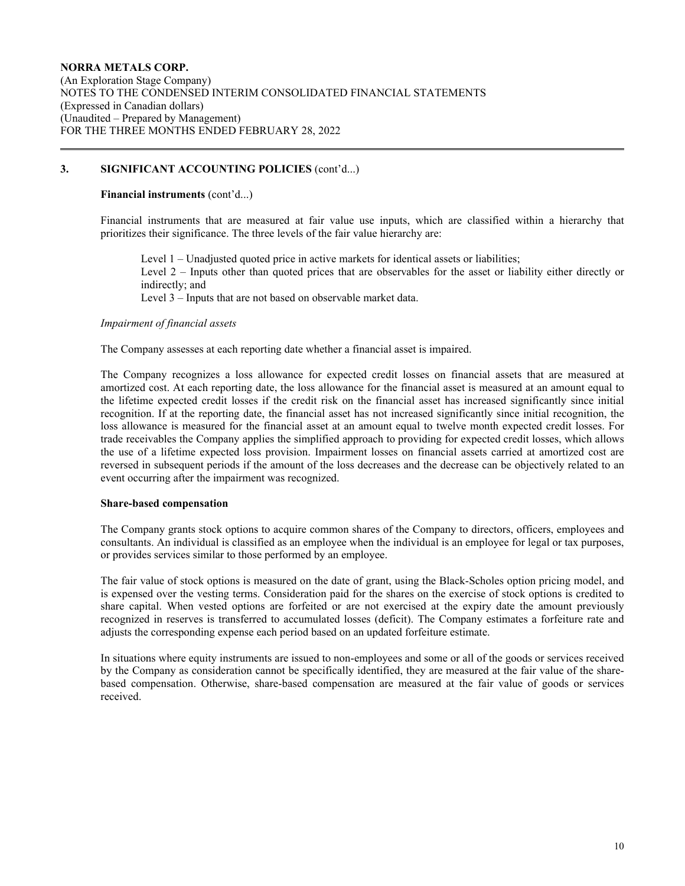## 3. SIGNIFICANT ACCOUNTING POLICIES (cont'd...)

**Financial instruments** (cont'd...)

Financial instruments that are measured at fair value use inputs, which are classified within a hierarchy that prioritizes their significance. The three levels of the fair value hierarchy are:

Level 1 – Unadjusted quoted price in active markets for identical assets or liabilities;
Level 2 – Inputs other than quoted prices that are observables for the asset or liability either directly or indirectly; and
Level 3 – Inputs that are not based on observable market data.

*Impairment of financial assets*

The Company assesses at each reporting date whether a financial asset is impaired.

The Company recognizes a loss allowance for expected credit losses on financial assets that are measured at amortized cost. At each reporting date, the loss allowance for the financial asset is measured at an amount equal to the lifetime expected credit losses if the credit risk on the financial asset has increased significantly since initial recognition. If at the reporting date, the financial asset has not increased significantly since initial recognition, the loss allowance is measured for the financial asset at an amount equal to twelve month expected credit losses. For trade receivables the Company applies the simplified approach to providing for expected credit losses, which allows the use of a lifetime expected loss provision. Impairment losses on financial assets carried at amortized cost are reversed in subsequent periods if the amount of the loss decreases and the decrease can be objectively related to an event occurring after the impairment was recognized.

**Share-based compensation**

The Company grants stock options to acquire common shares of the Company to directors, officers, employees and consultants. An individual is classified as an employee when the individual is an employee for legal or tax purposes, or provides services similar to those performed by an employee.

The fair value of stock options is measured on the date of grant, using the Black-Scholes option pricing model, and is expensed over the vesting terms. Consideration paid for the shares on the exercise of stock options is credited to share capital. When vested options are forfeited or are not exercised at the expiry date the amount previously recognized in reserves is transferred to accumulated losses (deficit). The Company estimates a forfeiture rate and adjusts the corresponding expense each period based on an updated forfeiture estimate.

In situations where equity instruments are issued to non-employees and some or all of the goods or services received by the Company as consideration cannot be specifically identified, they are measured at the fair value of the share-based compensation. Otherwise, share-based compensation are measured at the fair value of goods or services received.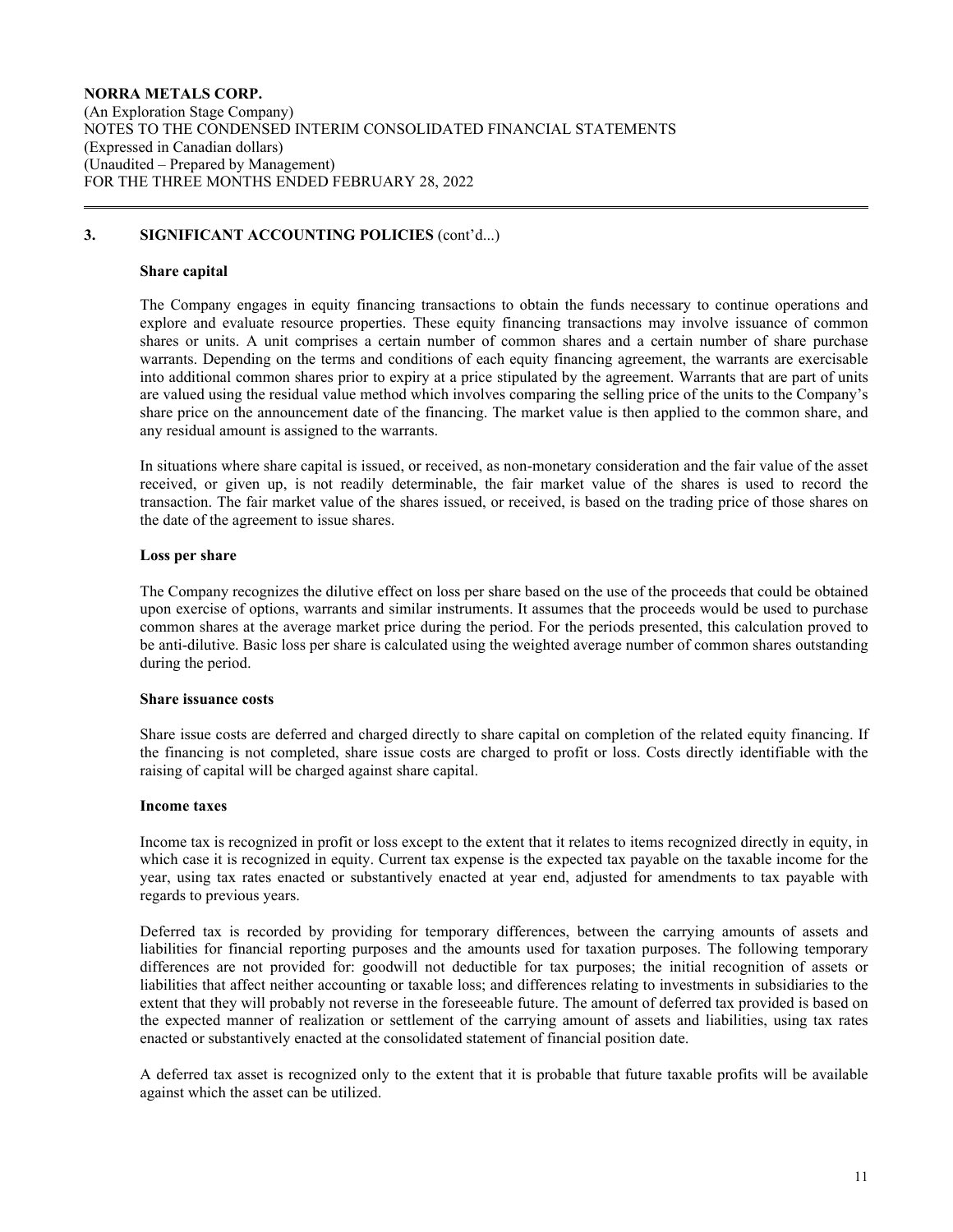## 3. SIGNIFICANT ACCOUNTING POLICIES (cont'd...)

### Share capital

The Company engages in equity financing transactions to obtain the funds necessary to continue operations and explore and evaluate resource properties. These equity financing transactions may involve issuance of common shares or units. A unit comprises a certain number of common shares and a certain number of share purchase warrants. Depending on the terms and conditions of each equity financing agreement, the warrants are exercisable into additional common shares prior to expiry at a price stipulated by the agreement. Warrants that are part of units are valued using the residual value method which involves comparing the selling price of the units to the Company's share price on the announcement date of the financing. The market value is then applied to the common share, and any residual amount is assigned to the warrants.

In situations where share capital is issued, or received, as non-monetary consideration and the fair value of the asset received, or given up, is not readily determinable, the fair market value of the shares is used to record the transaction. The fair market value of the shares issued, or received, is based on the trading price of those shares on the date of the agreement to issue shares.

### Loss per share

The Company recognizes the dilutive effect on loss per share based on the use of the proceeds that could be obtained upon exercise of options, warrants and similar instruments. It assumes that the proceeds would be used to purchase common shares at the average market price during the period. For the periods presented, this calculation proved to be anti-dilutive. Basic loss per share is calculated using the weighted average number of common shares outstanding during the period.

### Share issuance costs

Share issue costs are deferred and charged directly to share capital on completion of the related equity financing. If the financing is not completed, share issue costs are charged to profit or loss. Costs directly identifiable with the raising of capital will be charged against share capital.

### Income taxes

Income tax is recognized in profit or loss except to the extent that it relates to items recognized directly in equity, in which case it is recognized in equity. Current tax expense is the expected tax payable on the taxable income for the year, using tax rates enacted or substantively enacted at year end, adjusted for amendments to tax payable with regards to previous years.

Deferred tax is recorded by providing for temporary differences, between the carrying amounts of assets and liabilities for financial reporting purposes and the amounts used for taxation purposes. The following temporary differences are not provided for: goodwill not deductible for tax purposes; the initial recognition of assets or liabilities that affect neither accounting or taxable loss; and differences relating to investments in subsidiaries to the extent that they will probably not reverse in the foreseeable future. The amount of deferred tax provided is based on the expected manner of realization or settlement of the carrying amount of assets and liabilities, using tax rates enacted or substantively enacted at the consolidated statement of financial position date.

A deferred tax asset is recognized only to the extent that it is probable that future taxable profits will be available against which the asset can be utilized.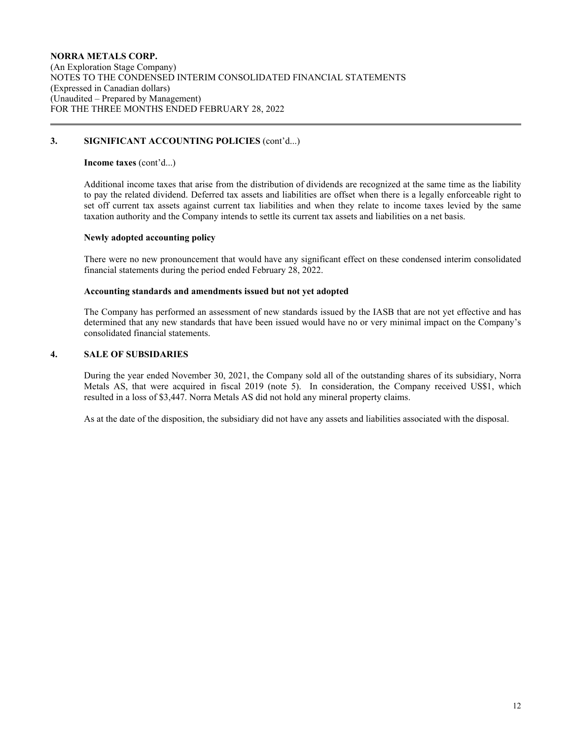**3. SIGNIFICANT ACCOUNTING POLICIES** (cont'd...)

**Income taxes** (cont'd...)

Additional income taxes that arise from the distribution of dividends are recognized at the same time as the liability to pay the related dividend. Deferred tax assets and liabilities are offset when there is a legally enforceable right to set off current tax assets against current tax liabilities and when they relate to income taxes levied by the same taxation authority and the Company intends to settle its current tax assets and liabilities on a net basis.

**Newly adopted accounting policy**

There were no new pronouncement that would have any significant effect on these condensed interim consolidated financial statements during the period ended February 28, 2022.

**Accounting standards and amendments issued but not yet adopted**

The Company has performed an assessment of new standards issued by the IASB that are not yet effective and has determined that any new standards that have been issued would have no or very minimal impact on the Company's consolidated financial statements.

**4. SALE OF SUBSIDARIES**

During the year ended November 30, 2021, the Company sold all of the outstanding shares of its subsidiary, Norra Metals AS, that were acquired in fiscal 2019 (note 5). In consideration, the Company received US$1, which resulted in a loss of $3,447. Norra Metals AS did not hold any mineral property claims.

As at the date of the disposition, the subsidiary did not have any assets and liabilities associated with the disposal.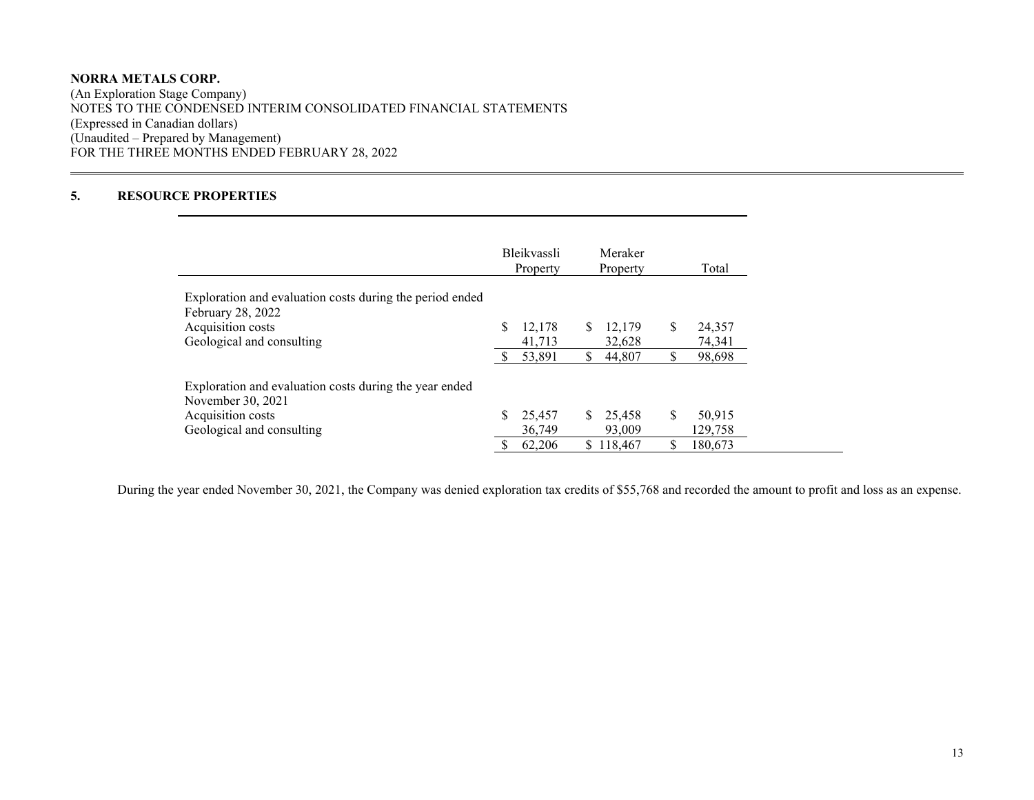**NORRA METALS CORP.**
(An Exploration Stage Company)
NOTES TO THE CONDENSED INTERIM CONSOLIDATED FINANCIAL STATEMENTS
(Expressed in Canadian dollars)
(Unaudited – Prepared by Management)
FOR THE THREE MONTHS ENDED FEBRUARY 28, 2022

## 5. RESOURCE PROPERTIES

| | Bleikvassli Property | Meraker Property | Total |
|---|---|---|---|
| Exploration and evaluation costs during the period ended February 28, 2022 | | | |
| Acquisition costs | $ 12,178 | $ 12,179 | $ 24,357 |
| Geological and consulting | 41,713 | 32,628 | 74,341 |
| | $ 53,891 | $ 44,807 | $ 98,698 |
| Exploration and evaluation costs during the year ended November 30, 2021 | | | |
| Acquisition costs | $ 25,457 | $ 25,458 | $ 50,915 |
| Geological and consulting | 36,749 | 93,009 | 129,758 |
| | $ 62,206 | $ 118,467 | $ 180,673 |

During the year ended November 30, 2021, the Company was denied exploration tax credits of $55,768 and recorded the amount to profit and loss as an expense.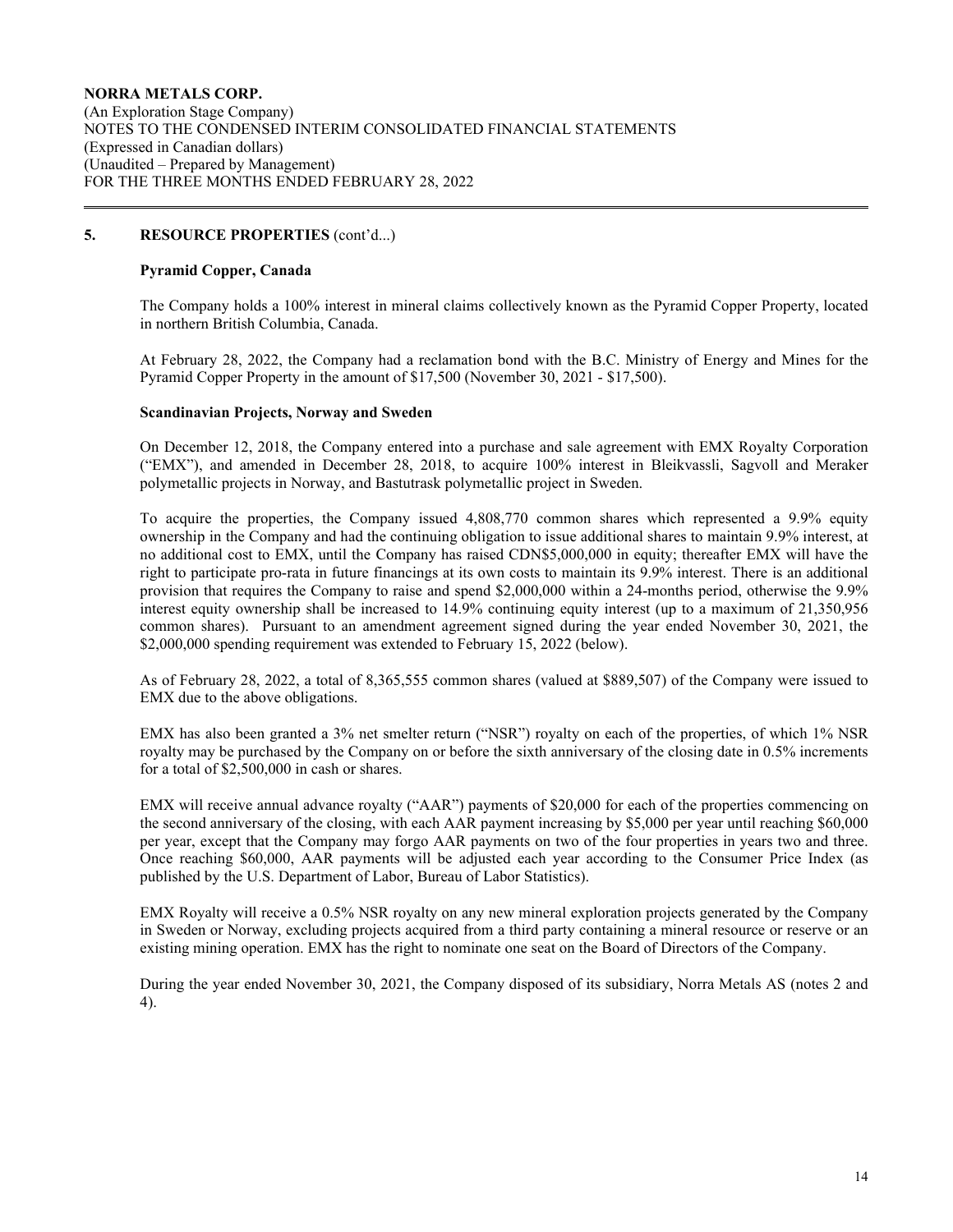## 5. RESOURCE PROPERTIES (cont'd...)

### Pyramid Copper, Canada

The Company holds a 100% interest in mineral claims collectively known as the Pyramid Copper Property, located in northern British Columbia, Canada.

At February 28, 2022, the Company had a reclamation bond with the B.C. Ministry of Energy and Mines for the Pyramid Copper Property in the amount of $17,500 (November 30, 2021 - $17,500).

### Scandinavian Projects, Norway and Sweden

On December 12, 2018, the Company entered into a purchase and sale agreement with EMX Royalty Corporation ("EMX"), and amended in December 28, 2018, to acquire 100% interest in Bleikvassli, Sagvoll and Meraker polymetallic projects in Norway, and Bastutrask polymetallic project in Sweden.

To acquire the properties, the Company issued 4,808,770 common shares which represented a 9.9% equity ownership in the Company and had the continuing obligation to issue additional shares to maintain 9.9% interest, at no additional cost to EMX, until the Company has raised CDN$5,000,000 in equity; thereafter EMX will have the right to participate pro-rata in future financings at its own costs to maintain its 9.9% interest. There is an additional provision that requires the Company to raise and spend $2,000,000 within a 24-months period, otherwise the 9.9% interest equity ownership shall be increased to 14.9% continuing equity interest (up to a maximum of 21,350,956 common shares). Pursuant to an amendment agreement signed during the year ended November 30, 2021, the $2,000,000 spending requirement was extended to February 15, 2022 (below).

As of February 28, 2022, a total of 8,365,555 common shares (valued at $889,507) of the Company were issued to EMX due to the above obligations.

EMX has also been granted a 3% net smelter return ("NSR") royalty on each of the properties, of which 1% NSR royalty may be purchased by the Company on or before the sixth anniversary of the closing date in 0.5% increments for a total of $2,500,000 in cash or shares.

EMX will receive annual advance royalty ("AAR") payments of $20,000 for each of the properties commencing on the second anniversary of the closing, with each AAR payment increasing by $5,000 per year until reaching $60,000 per year, except that the Company may forgo AAR payments on two of the four properties in years two and three. Once reaching $60,000, AAR payments will be adjusted each year according to the Consumer Price Index (as published by the U.S. Department of Labor, Bureau of Labor Statistics).

EMX Royalty will receive a 0.5% NSR royalty on any new mineral exploration projects generated by the Company in Sweden or Norway, excluding projects acquired from a third party containing a mineral resource or reserve or an existing mining operation. EMX has the right to nominate one seat on the Board of Directors of the Company.

During the year ended November 30, 2021, the Company disposed of its subsidiary, Norra Metals AS (notes 2 and 4).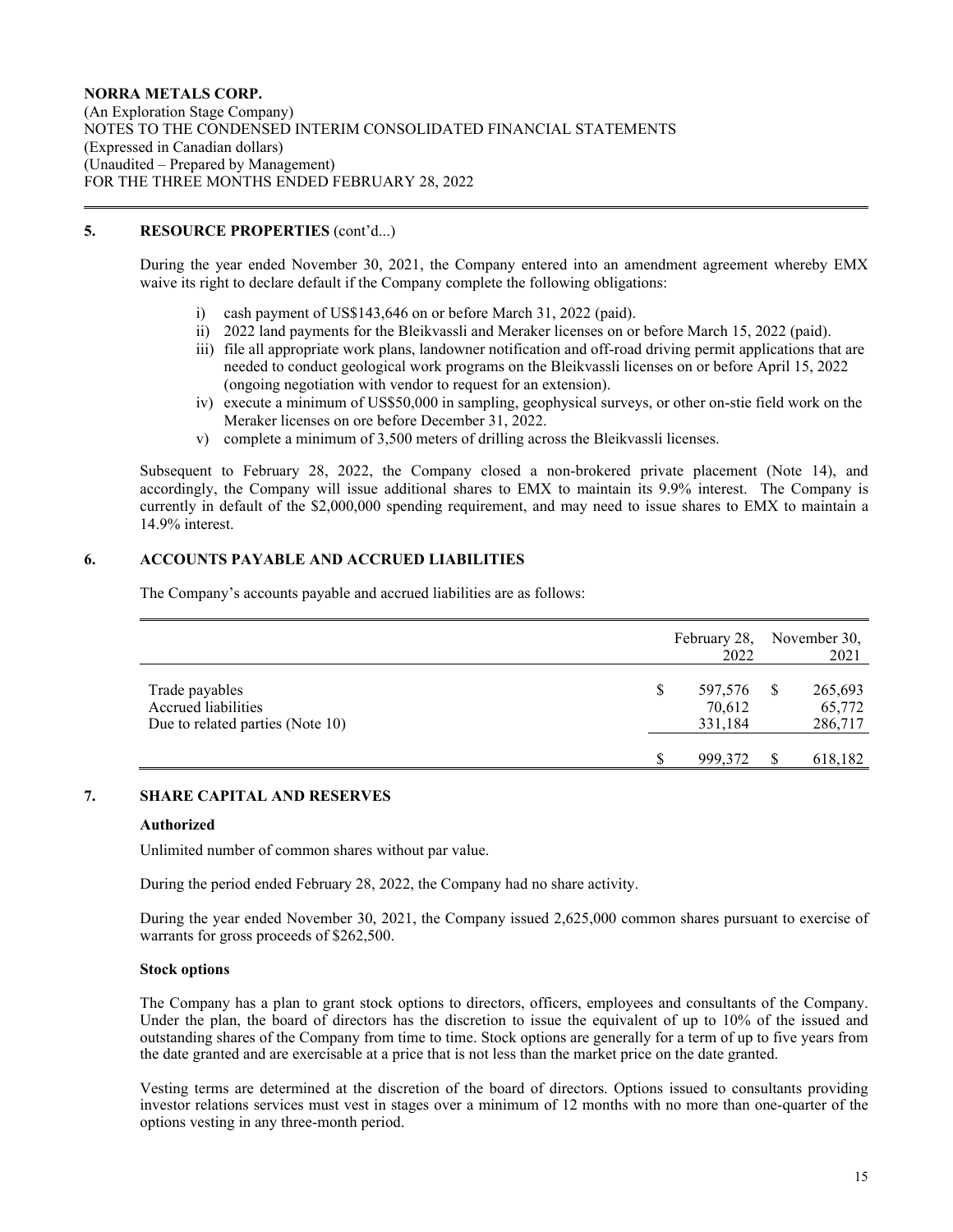NORRA METALS CORP.
(An Exploration Stage Company)
NOTES TO THE CONDENSED INTERIM CONSOLIDATED FINANCIAL STATEMENTS
(Expressed in Canadian dollars)
(Unaudited – Prepared by Management)
FOR THE THREE MONTHS ENDED FEBRUARY 28, 2022

## 5. RESOURCE PROPERTIES (cont'd...)

During the year ended November 30, 2021, the Company entered into an amendment agreement whereby EMX waive its right to declare default if the Company complete the following obligations:

i) cash payment of US$143,646 on or before March 31, 2022 (paid).
ii) 2022 land payments for the Bleikvassli and Meraker licenses on or before March 15, 2022 (paid).
iii) file all appropriate work plans, landowner notification and off-road driving permit applications that are needed to conduct geological work programs on the Bleikvassli licenses on or before April 15, 2022 (ongoing negotiation with vendor to request for an extension).
iv) execute a minimum of US$50,000 in sampling, geophysical surveys, or other on-stie field work on the Meraker licenses on ore before December 31, 2022.
v) complete a minimum of 3,500 meters of drilling across the Bleikvassli licenses.

Subsequent to February 28, 2022, the Company closed a non-brokered private placement (Note 14), and accordingly, the Company will issue additional shares to EMX to maintain its 9.9% interest. The Company is currently in default of the $2,000,000 spending requirement, and may need to issue shares to EMX to maintain a 14.9% interest.

## 6. ACCOUNTS PAYABLE AND ACCRUED LIABILITIES

The Company's accounts payable and accrued liabilities are as follows:

| | February 28, 2022 | November 30, 2021 |
|---|---|---|
| Trade payables | $ 597,576 | $ 265,693 |
| Accrued liabilities | 70,612 | 65,772 |
| Due to related parties (Note 10) | 331,184 | 286,717 |
| | $ 999,372 | $ 618,182 |

## 7. SHARE CAPITAL AND RESERVES

### Authorized

Unlimited number of common shares without par value.

During the period ended February 28, 2022, the Company had no share activity.

During the year ended November 30, 2021, the Company issued 2,625,000 common shares pursuant to exercise of warrants for gross proceeds of $262,500.

### Stock options

The Company has a plan to grant stock options to directors, officers, employees and consultants of the Company. Under the plan, the board of directors has the discretion to issue the equivalent of up to 10% of the issued and outstanding shares of the Company from time to time. Stock options are generally for a term of up to five years from the date granted and are exercisable at a price that is not less than the market price on the date granted.

Vesting terms are determined at the discretion of the board of directors. Options issued to consultants providing investor relations services must vest in stages over a minimum of 12 months with no more than one-quarter of the options vesting in any three-month period.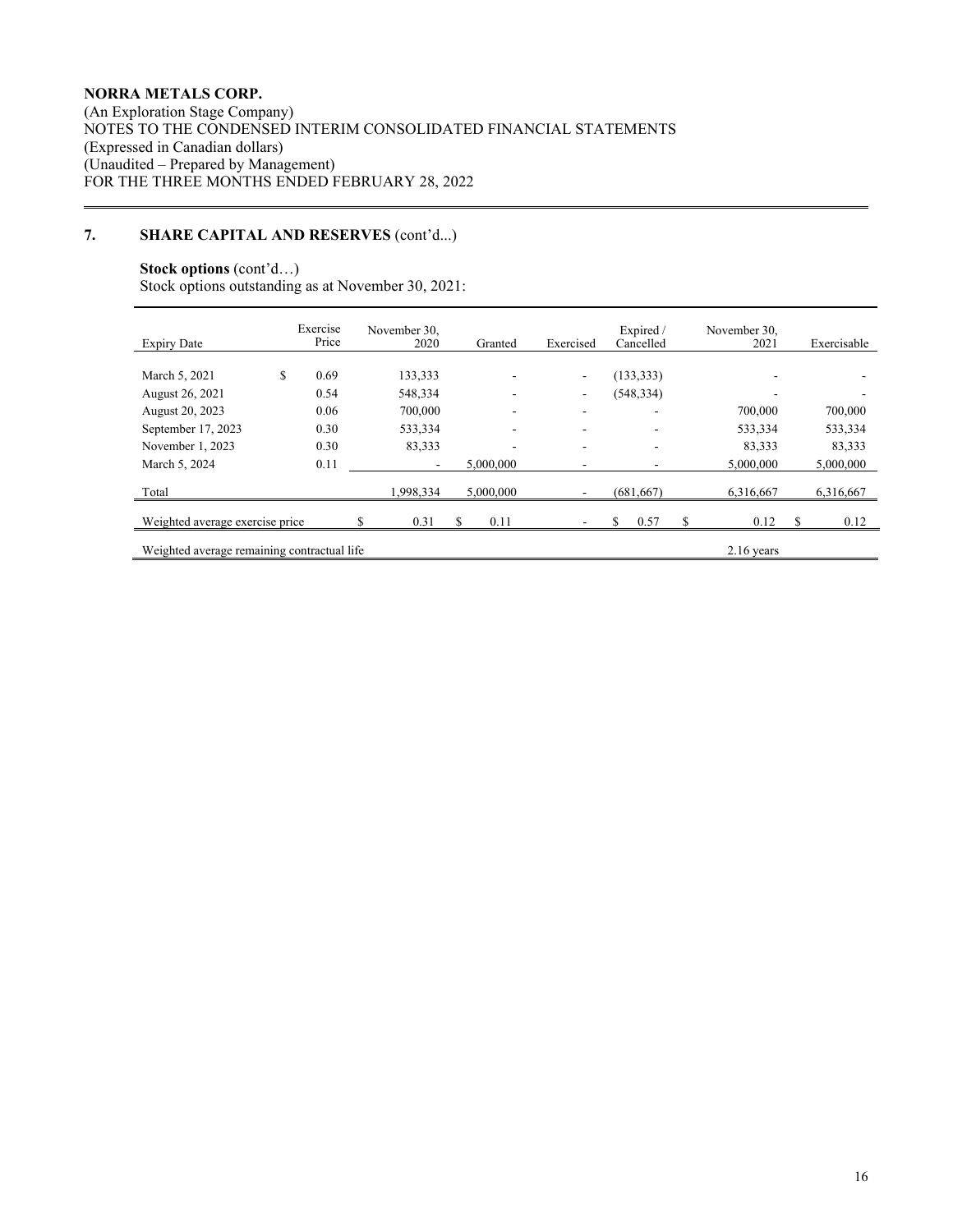**NORRA METALS CORP.**
(An Exploration Stage Company)
NOTES TO THE CONDENSED INTERIM CONSOLIDATED FINANCIAL STATEMENTS
(Expressed in Canadian dollars)
(Unaudited – Prepared by Management)
FOR THE THREE MONTHS ENDED FEBRUARY 28, 2022

## 7. SHARE CAPITAL AND RESERVES (cont'd...)

**Stock options** (cont'd…)
Stock options outstanding as at November 30, 2021:

| Expiry Date | Exercise Price | November 30, 2020 | Granted | Exercised | Expired / Cancelled | November 30, 2021 | Exercisable |
|---|---|---|---|---|---|---|---|
| March 5, 2021 | $ 0.69 | 133,333 | - | - | (133,333) | - | - |
| August 26, 2021 | 0.54 | 548,334 | - | - | (548,334) | - | - |
| August 20, 2023 | 0.06 | 700,000 | - | - | - | 700,000 | 700,000 |
| September 17, 2023 | 0.30 | 533,334 | - | - | - | 533,334 | 533,334 |
| November 1, 2023 | 0.30 | 83,333 | - | - | - | 83,333 | 83,333 |
| March 5, 2024 | 0.11 | - | 5,000,000 | - | - | 5,000,000 | 5,000,000 |
| Total | | 1,998,334 | 5,000,000 | - | (681,667) | 6,316,667 | 6,316,667 |
| Weighted average exercise price | | $ 0.31 | $ 0.11 | - | $ 0.57 | $ 0.12 | $ 0.12 |
| Weighted average remaining contractual life | | | | | | 2.16 years | |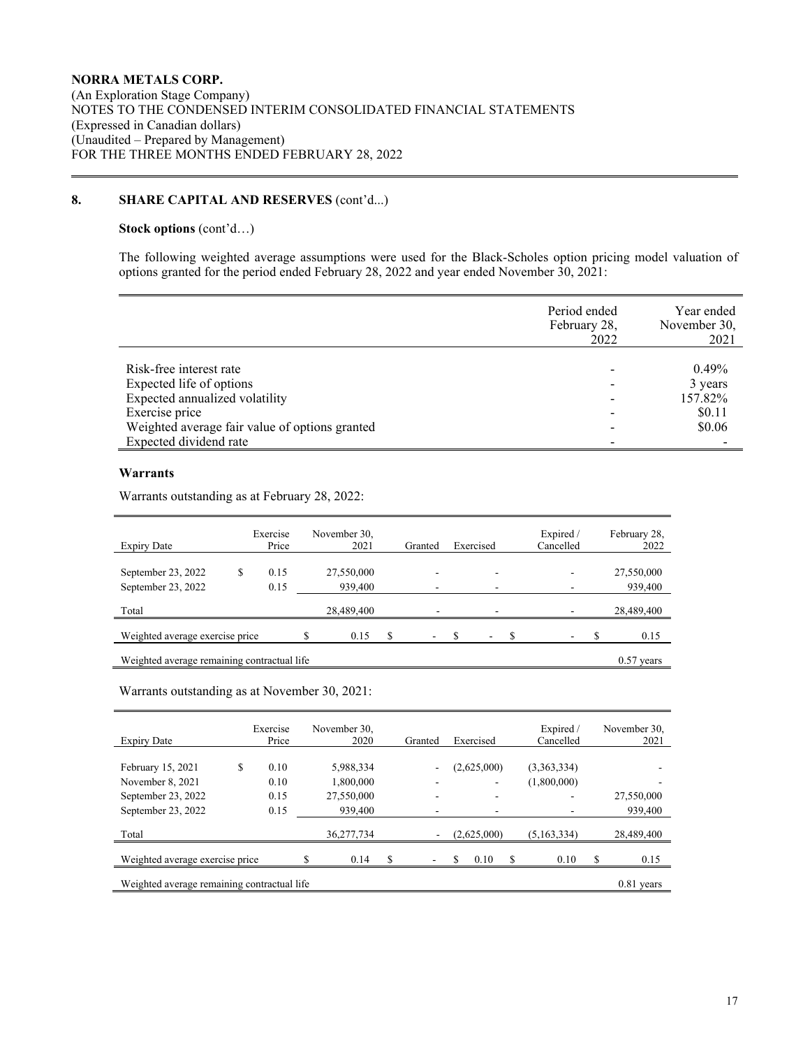**NORRA METALS CORP.**
(An Exploration Stage Company)
NOTES TO THE CONDENSED INTERIM CONSOLIDATED FINANCIAL STATEMENTS
(Expressed in Canadian dollars)
(Unaudited – Prepared by Management)
FOR THE THREE MONTHS ENDED FEBRUARY 28, 2022

## 8. SHARE CAPITAL AND RESERVES (cont'd...)

### Stock options (cont'd…)

The following weighted average assumptions were used for the Black-Scholes option pricing model valuation of options granted for the period ended February 28, 2022 and year ended November 30, 2021:

| | Period ended February 28, 2022 | Year ended November 30, 2021 |
|---|---|---|
| Risk-free interest rate | - | 0.49% |
| Expected life of options | - | 3 years |
| Expected annualized volatility | - | 157.82% |
| Exercise price | - | $0.11 |
| Weighted average fair value of options granted | - | $0.06 |
| Expected dividend rate | - | - |

### Warrants

Warrants outstanding as at February 28, 2022:

| Expiry Date | Exercise Price | November 30, 2021 | Granted | Exercised | Expired / Cancelled | February 28, 2022 |
|---|---|---|---|---|---|---|
| September 23, 2022 | $ 0.15 | 27,550,000 | - | - | - | 27,550,000 |
| September 23, 2022 | 0.15 | 939,400 | - | - | - | 939,400 |
| Total | | 28,489,400 | - | - | - | 28,489,400 |
| Weighted average exercise price | | $ 0.15 | $ - | $ - | $ - | $ 0.15 |
| Weighted average remaining contractual life | | | | | | 0.57 years |

Warrants outstanding as at November 30, 2021:

| Expiry Date | Exercise Price | November 30, 2020 | Granted | Exercised | Expired / Cancelled | November 30, 2021 |
|---|---|---|---|---|---|---|
| February 15, 2021 | $ 0.10 | 5,988,334 | - | (2,625,000) | (3,363,334) | - |
| November 8, 2021 | 0.10 | 1,800,000 | - | - | (1,800,000) | - |
| September 23, 2022 | 0.15 | 27,550,000 | - | - | - | 27,550,000 |
| September 23, 2022 | 0.15 | 939,400 | - | - | - | 939,400 |
| Total | | 36,277,734 | - | (2,625,000) | (5,163,334) | 28,489,400 |
| Weighted average exercise price | | $ 0.14 | $ - | $ 0.10 | $ 0.10 | $ 0.15 |
| Weighted average remaining contractual life | | | | | | 0.81 years |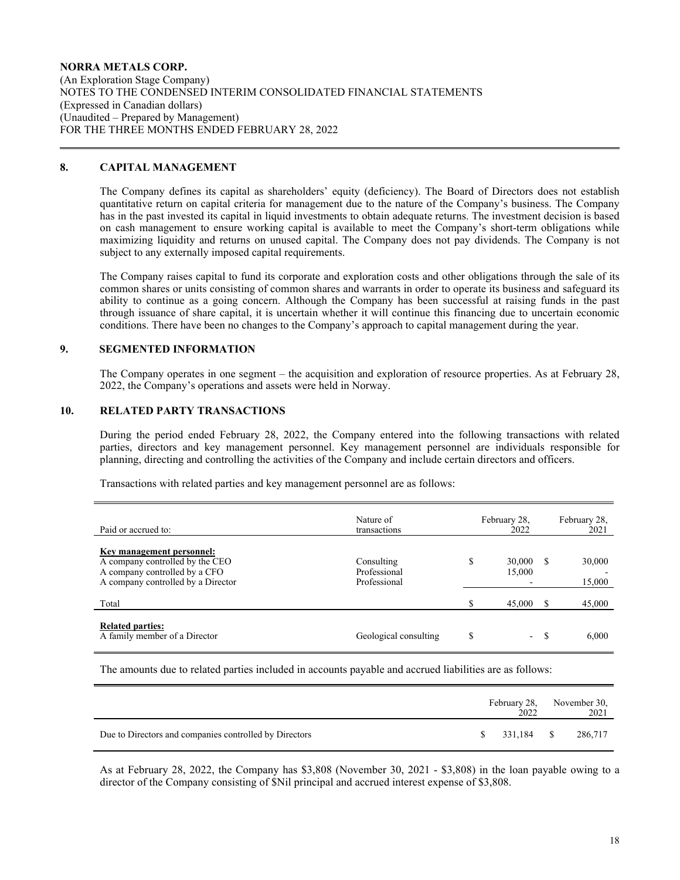NORRA METALS CORP.
(An Exploration Stage Company)
NOTES TO THE CONDENSED INTERIM CONSOLIDATED FINANCIAL STATEMENTS
(Expressed in Canadian dollars)
(Unaudited – Prepared by Management)
FOR THE THREE MONTHS ENDED FEBRUARY 28, 2022

## 8. CAPITAL MANAGEMENT

The Company defines its capital as shareholders' equity (deficiency). The Board of Directors does not establish quantitative return on capital criteria for management due to the nature of the Company's business. The Company has in the past invested its capital in liquid investments to obtain adequate returns. The investment decision is based on cash management to ensure working capital is available to meet the Company's short-term obligations while maximizing liquidity and returns on unused capital. The Company does not pay dividends. The Company is not subject to any externally imposed capital requirements.

The Company raises capital to fund its corporate and exploration costs and other obligations through the sale of its common shares or units consisting of common shares and warrants in order to operate its business and safeguard its ability to continue as a going concern. Although the Company has been successful at raising funds in the past through issuance of share capital, it is uncertain whether it will continue this financing due to uncertain economic conditions. There have been no changes to the Company's approach to capital management during the year.

## 9. SEGMENTED INFORMATION

The Company operates in one segment – the acquisition and exploration of resource properties. As at February 28, 2022, the Company's operations and assets were held in Norway.

## 10. RELATED PARTY TRANSACTIONS

During the period ended February 28, 2022, the Company entered into the following transactions with related parties, directors and key management personnel. Key management personnel are individuals responsible for planning, directing and controlling the activities of the Company and include certain directors and officers.

Transactions with related parties and key management personnel are as follows:

| Paid or accrued to: | Nature of transactions | February 28, 2022 | February 28, 2021 |
|---|---|---|---|
| **Key management personnel:** | | | |
| A company controlled by the CEO | Consulting | $ 30,000 | $ 30,000 |
| A company controlled by a CFO | Professional | 15,000 | - |
| A company controlled by a Director | Professional | - | 15,000 |
| Total | | $ 45,000 | $ 45,000 |
| **Related parties:** | | | |
| A family member of a Director | Geological consulting | $ - | $ 6,000 |

The amounts due to related parties included in accounts payable and accrued liabilities are as follows:

| | February 28, 2022 | November 30, 2021 |
|---|---|---|
| Due to Directors and companies controlled by Directors | $ 331,184 | $ 286,717 |

As at February 28, 2022, the Company has $3,808 (November 30, 2021 - $3,808) in the loan payable owing to a director of the Company consisting of $Nil principal and accrued interest expense of $3,808.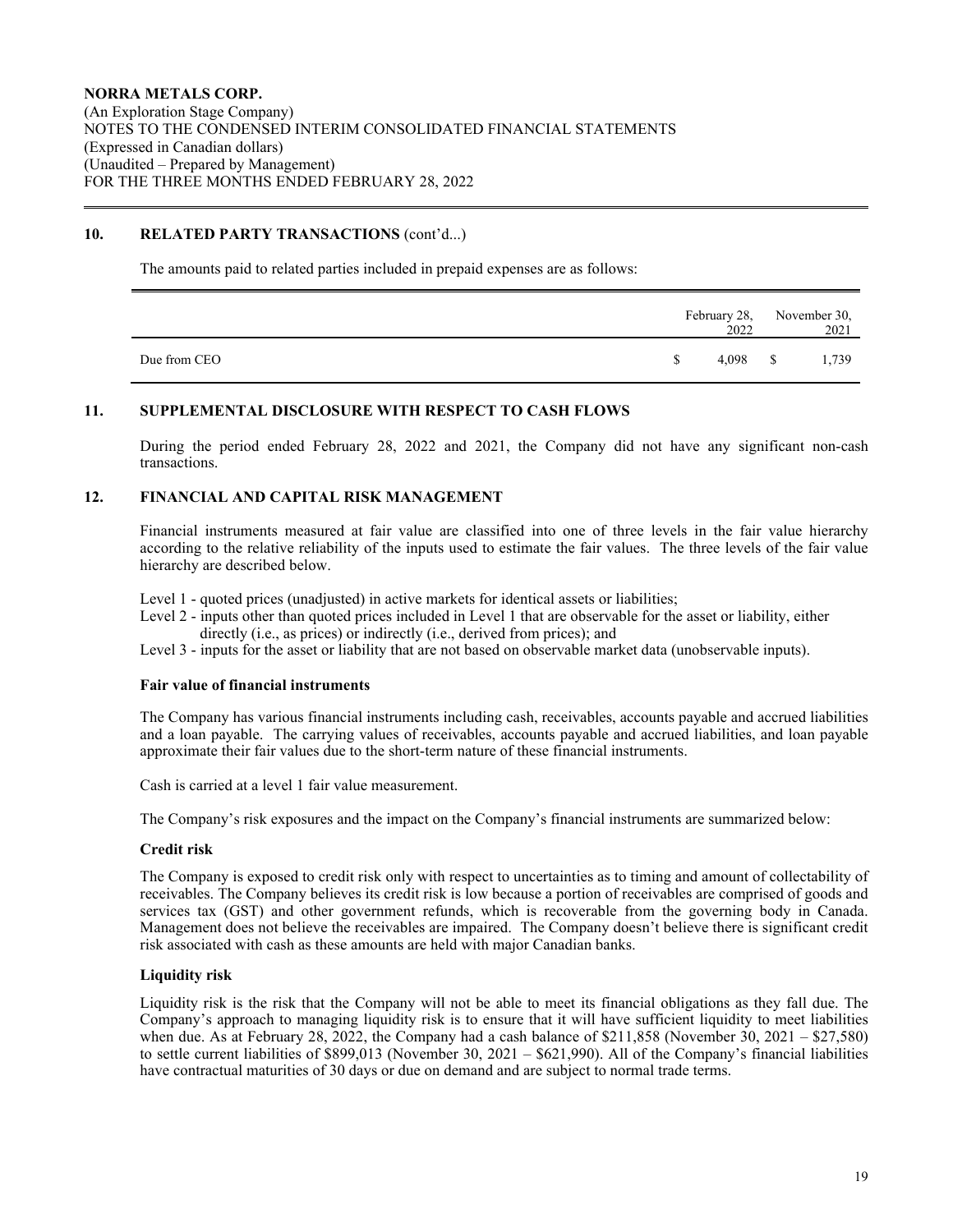## 10. RELATED PARTY TRANSACTIONS (cont'd...)

The amounts paid to related parties included in prepaid expenses are as follows:

| | February 28, 2022 | November 30, 2021 |
|---|---|---|
| Due from CEO | $ 4,098 | $ 1,739 |

## 11. SUPPLEMENTAL DISCLOSURE WITH RESPECT TO CASH FLOWS

During the period ended February 28, 2022 and 2021, the Company did not have any significant non-cash transactions.

## 12. FINANCIAL AND CAPITAL RISK MANAGEMENT

Financial instruments measured at fair value are classified into one of three levels in the fair value hierarchy according to the relative reliability of the inputs used to estimate the fair values. The three levels of the fair value hierarchy are described below.

Level 1 - quoted prices (unadjusted) in active markets for identical assets or liabilities;
Level 2 - inputs other than quoted prices included in Level 1 that are observable for the asset or liability, either directly (i.e., as prices) or indirectly (i.e., derived from prices); and
Level 3 - inputs for the asset or liability that are not based on observable market data (unobservable inputs).

**Fair value of financial instruments**

The Company has various financial instruments including cash, receivables, accounts payable and accrued liabilities and a loan payable. The carrying values of receivables, accounts payable and accrued liabilities, and loan payable approximate their fair values due to the short-term nature of these financial instruments.

Cash is carried at a level 1 fair value measurement.

The Company's risk exposures and the impact on the Company's financial instruments are summarized below:

**Credit risk**

The Company is exposed to credit risk only with respect to uncertainties as to timing and amount of collectability of receivables. The Company believes its credit risk is low because a portion of receivables are comprised of goods and services tax (GST) and other government refunds, which is recoverable from the governing body in Canada. Management does not believe the receivables are impaired. The Company doesn't believe there is significant credit risk associated with cash as these amounts are held with major Canadian banks.

**Liquidity risk**

Liquidity risk is the risk that the Company will not be able to meet its financial obligations as they fall due. The Company's approach to managing liquidity risk is to ensure that it will have sufficient liquidity to meet liabilities when due. As at February 28, 2022, the Company had a cash balance of $211,858 (November 30, 2021 – $27,580) to settle current liabilities of $899,013 (November 30, 2021 – $621,990). All of the Company's financial liabilities have contractual maturities of 30 days or due on demand and are subject to normal trade terms.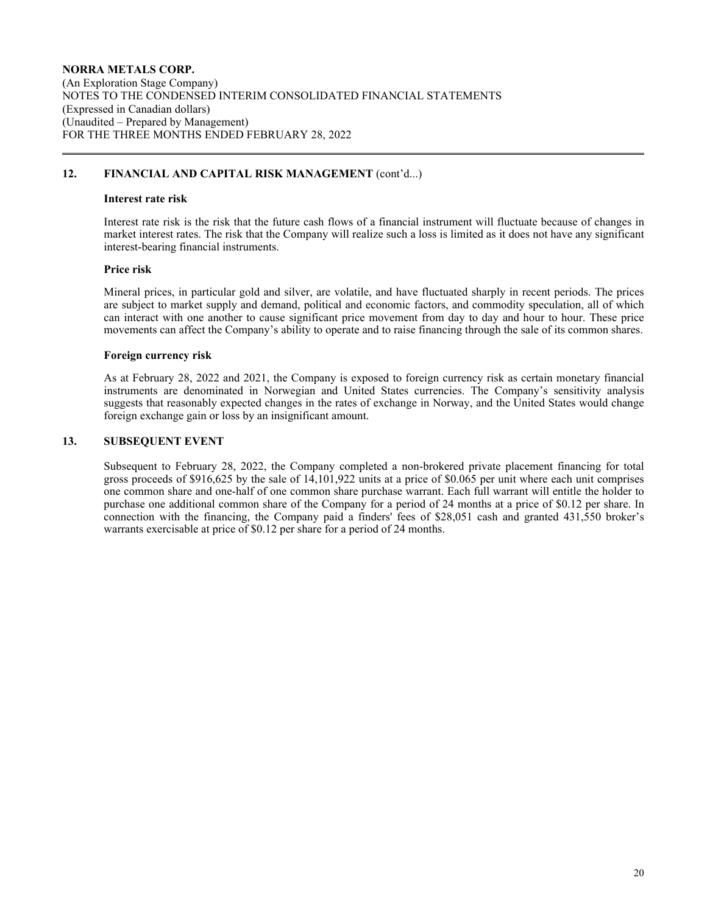## 12. FINANCIAL AND CAPITAL RISK MANAGEMENT (cont'd...)

**Interest rate risk**

Interest rate risk is the risk that the future cash flows of a financial instrument will fluctuate because of changes in market interest rates. The risk that the Company will realize such a loss is limited as it does not have any significant interest-bearing financial instruments.

**Price risk**

Mineral prices, in particular gold and silver, are volatile, and have fluctuated sharply in recent periods. The prices are subject to market supply and demand, political and economic factors, and commodity speculation, all of which can interact with one another to cause significant price movement from day to day and hour to hour. These price movements can affect the Company's ability to operate and to raise financing through the sale of its common shares.

**Foreign currency risk**

As at February 28, 2022 and 2021, the Company is exposed to foreign currency risk as certain monetary financial instruments are denominated in Norwegian and United States currencies. The Company's sensitivity analysis suggests that reasonably expected changes in the rates of exchange in Norway, and the United States would change foreign exchange gain or loss by an insignificant amount.

## 13. SUBSEQUENT EVENT

Subsequent to February 28, 2022, the Company completed a non-brokered private placement financing for total gross proceeds of $916,625 by the sale of 14,101,922 units at a price of $0.065 per unit where each unit comprises one common share and one-half of one common share purchase warrant. Each full warrant will entitle the holder to purchase one additional common share of the Company for a period of 24 months at a price of $0.12 per share. In connection with the financing, the Company paid a finders' fees of $28,051 cash and granted 431,550 broker's warrants exercisable at price of $0.12 per share for a period of 24 months.